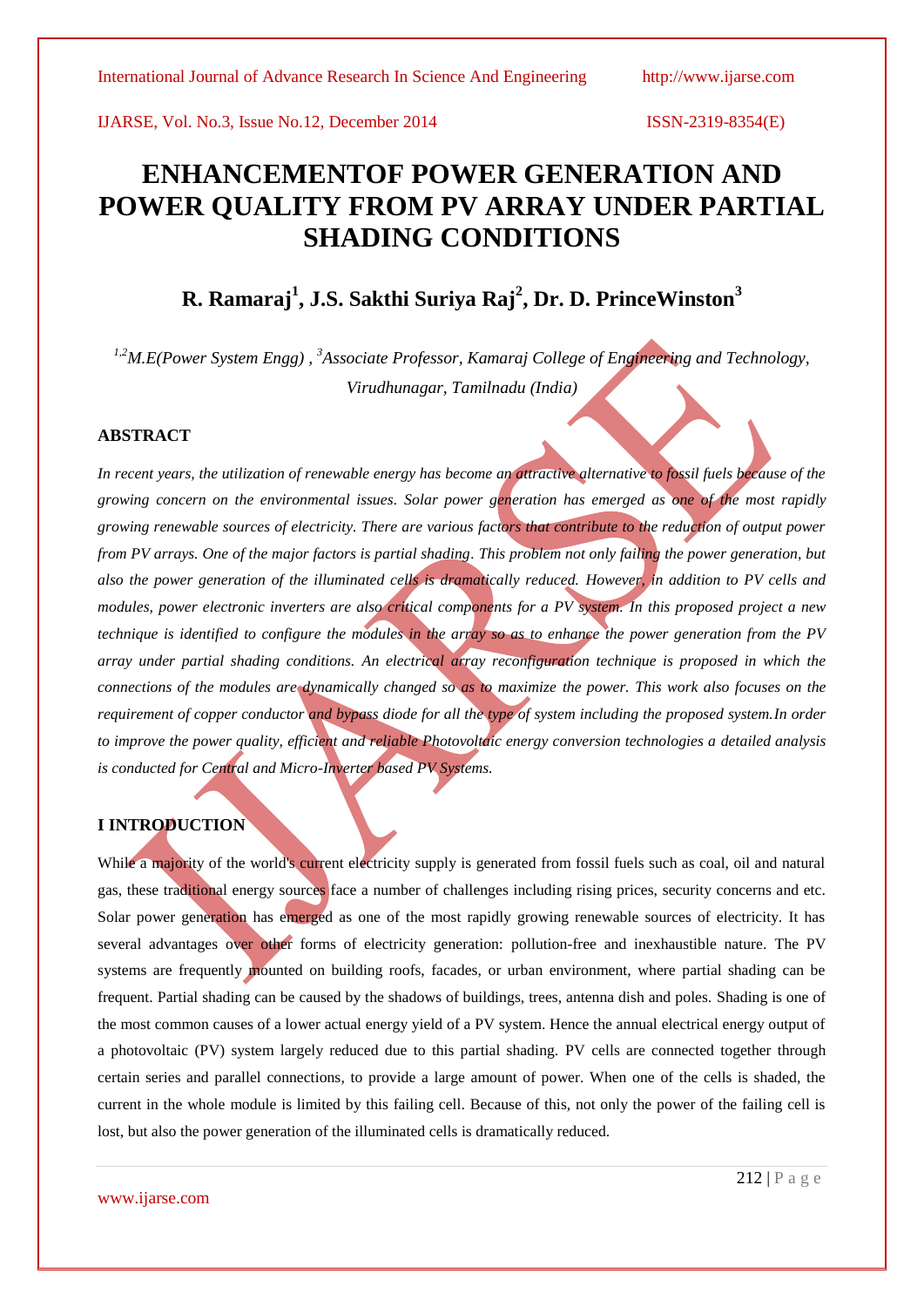# ENHANCEMENTOF POWER GENERATION AND POWER QUALITY FROM PV ARRAY UNDER PARTIAL SHADING CONDITIONS

## R. Ramaraj[1], J.S. Sakthi Suriya Raj[2], Dr. D. PrinceWinston[3]

*[1,2]M.E(Power System Engg) , [3]Associate Professor, Kamaraj College of Engineering and Technology, Virudhunagar, Tamilnadu (India)*

### ABSTRACT

*In recent years, the utilization of renewable energy has become an attractive alternative to fossil fuels because of the growing concern on the environmental issues. Solar power generation has emerged as one of the most rapidly growing renewable sources of electricity. There are various factors that contribute to the reduction of output power from PV arrays. One of the major factors is partial shading. This problem not only failing the power generation, but also the power generation of the illuminated cells is dramatically reduced. However, in addition to PV cells and modules, power electronic inverters are also critical components for a PV system. In this proposed project a new technique is identified to configure the modules in the array so as to enhance the power generation from the PV array under partial shading conditions. An electrical array reconfiguration technique is proposed in which the connections of the modules are dynamically changed so as to maximize the power. This work also focuses on the requirement of copper conductor and bypass diode for all the type of system including the proposed system.In order to improve the power quality, efficient and reliable Photovoltaic energy conversion technologies a detailed analysis is conducted for Central and Micro-Inverter based PV Systems.*

### I INTRODUCTION

While a majority of the world's current electricity supply is generated from fossil fuels such as coal, oil and natural gas, these traditional energy sources face a number of challenges including rising prices, security concerns and etc. Solar power generation has emerged as one of the most rapidly growing renewable sources of electricity. It has several advantages over other forms of electricity generation: pollution-free and inexhaustible nature. The PV systems are frequently mounted on building roofs, facades, or urban environment, where partial shading can be frequent. Partial shading can be caused by the shadows of buildings, trees, antenna dish and poles. Shading is one of the most common causes of a lower actual energy yield of a PV system. Hence the annual electrical energy output of a photovoltaic (PV) system largely reduced due to this partial shading. PV cells are connected together through certain series and parallel connections, to provide a large amount of power. When one of the cells is shaded, the current in the whole module is limited by this failing cell. Because of this, not only the power of the failing cell is lost, but also the power generation of the illuminated cells is dramatically reduced.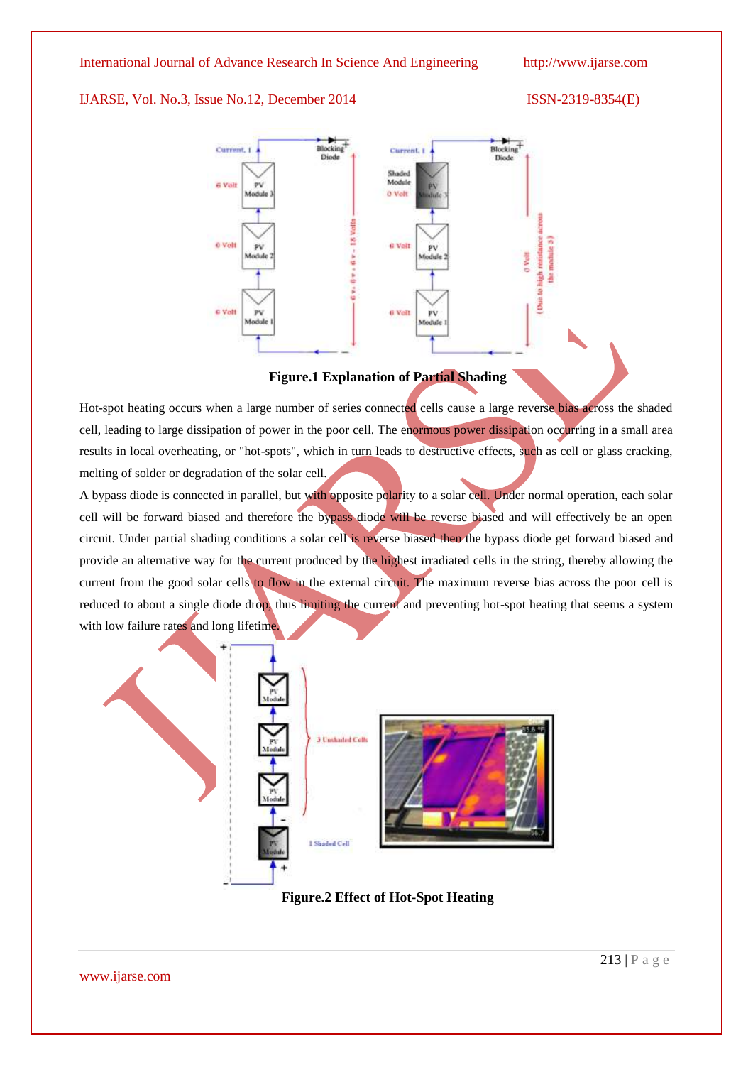**Figure.1 Explanation of Partial Shading**

Hot-spot heating occurs when a large number of series connected cells cause a large reverse bias across the shaded cell, leading to large dissipation of power in the poor cell. The enormous power dissipation occurring in a small area results in local overheating, or "hot-spots", which in turn leads to destructive effects, such as cell or glass cracking, melting of solder or degradation of the solar cell.

A bypass diode is connected in parallel, but with opposite polarity to a solar cell. Under normal operation, each solar cell will be forward biased and therefore the bypass diode will be reverse biased and will effectively be an open circuit. Under partial shading conditions a solar cell is reverse biased then the bypass diode get forward biased and provide an alternative way for the current produced by the highest irradiated cells in the string, thereby allowing the current from the good solar cells to flow in the external circuit. The maximum reverse bias across the poor cell is reduced to about a single diode drop, thus limiting the current and preventing hot-spot heating that seems a system with low failure rates and long lifetime.

**Figure.2 Effect of Hot-Spot Heating**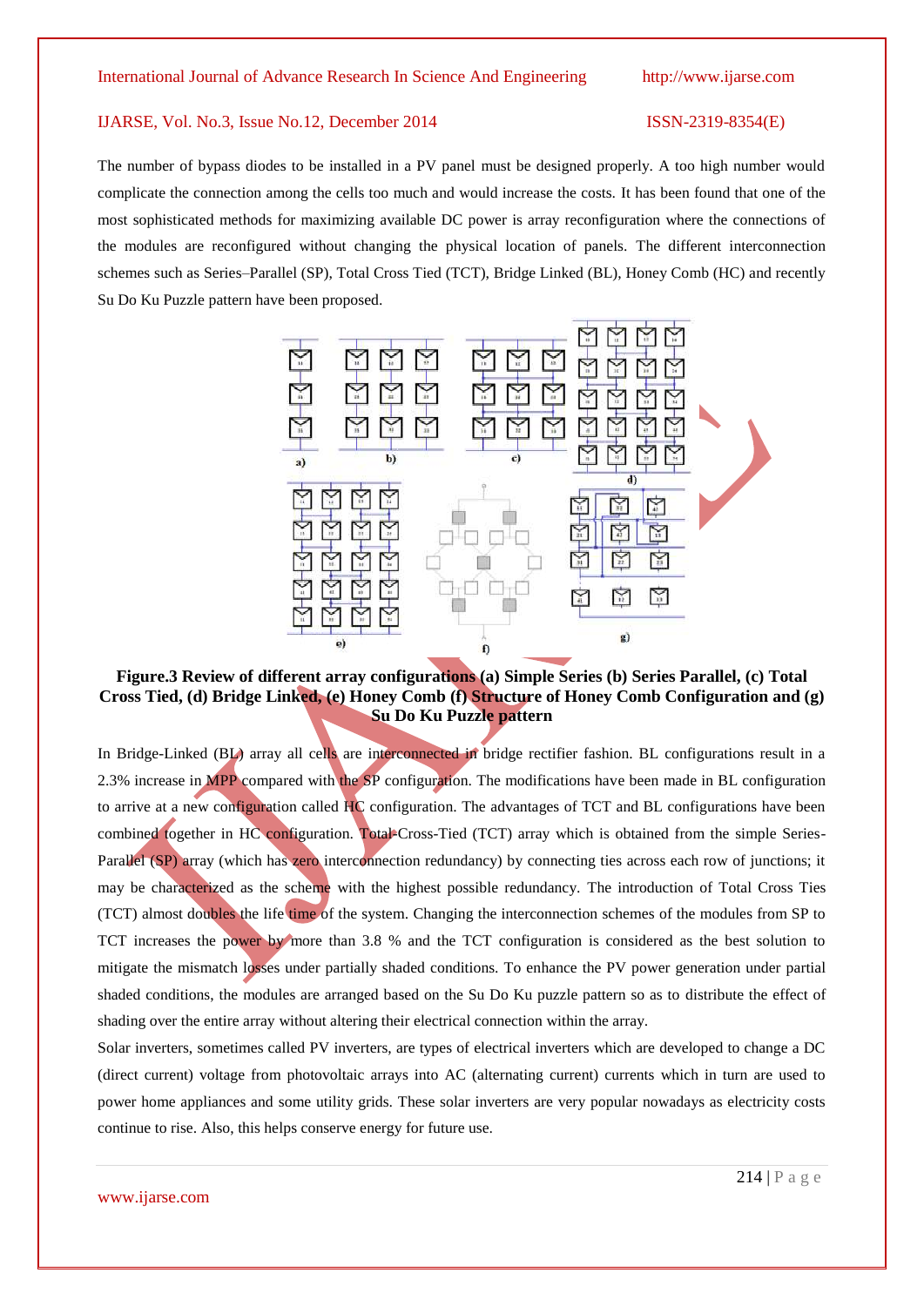The number of bypass diodes to be installed in a PV panel must be designed properly. A too high number would complicate the connection among the cells too much and would increase the costs. It has been found that one of the most sophisticated methods for maximizing available DC power is array reconfiguration where the connections of the modules are reconfigured without changing the physical location of panels. The different interconnection schemes such as Series–Parallel (SP), Total Cross Tied (TCT), Bridge Linked (BL), Honey Comb (HC) and recently Su Do Ku Puzzle pattern have been proposed.

**Figure.3 Review of different array configurations (a) Simple Series (b) Series Parallel, (c) Total Cross Tied, (d) Bridge Linked, (e) Honey Comb (f) Structure of Honey Comb Configuration and (g) Su Do Ku Puzzle pattern**

In Bridge-Linked (BL) array all cells are interconnected in bridge rectifier fashion. BL configurations result in a 2.3% increase in MPP compared with the SP configuration. The modifications have been made in BL configuration to arrive at a new configuration called HC configuration. The advantages of TCT and BL configurations have been combined together in HC configuration. Total-Cross-Tied (TCT) array which is obtained from the simple Series-Parallel (SP) array (which has zero interconnection redundancy) by connecting ties across each row of junctions; it may be characterized as the scheme with the highest possible redundancy. The introduction of Total Cross Ties (TCT) almost doubles the life time of the system. Changing the interconnection schemes of the modules from SP to TCT increases the power by more than 3.8 % and the TCT configuration is considered as the best solution to mitigate the mismatch losses under partially shaded conditions. To enhance the PV power generation under partial shaded conditions, the modules are arranged based on the Su Do Ku puzzle pattern so as to distribute the effect of shading over the entire array without altering their electrical connection within the array.

Solar inverters, sometimes called PV inverters, are types of electrical inverters which are developed to change a DC (direct current) voltage from photovoltaic arrays into AC (alternating current) currents which in turn are used to power home appliances and some utility grids. These solar inverters are very popular nowadays as electricity costs continue to rise. Also, this helps conserve energy for future use.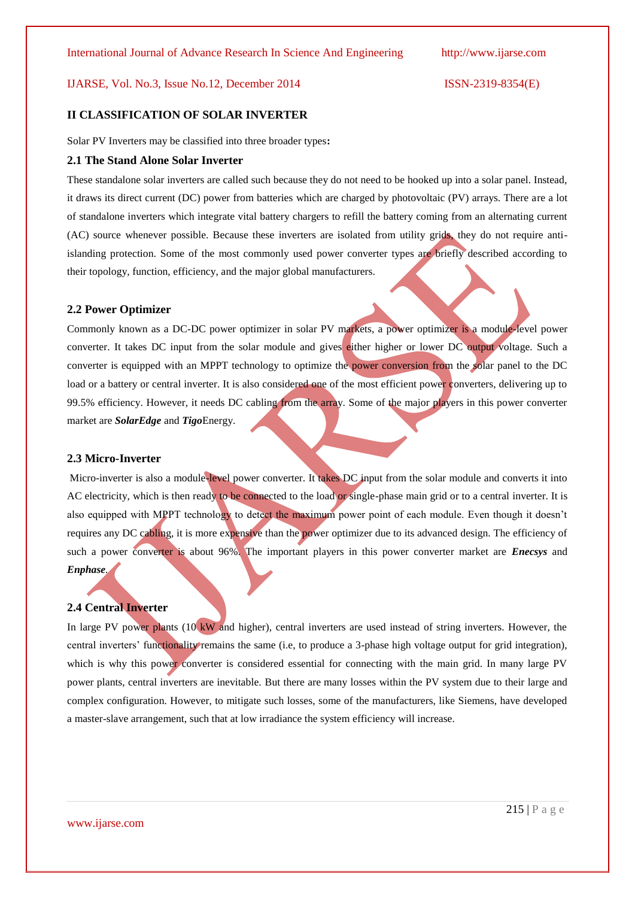## II CLASSIFICATION OF SOLAR INVERTER

Solar PV Inverters may be classified into three broader types**:**

### 2.1 The Stand Alone Solar Inverter

These standalone solar inverters are called such because they do not need to be hooked up into a solar panel. Instead, it draws its direct current (DC) power from batteries which are charged by photovoltaic (PV) arrays. There are a lot of standalone inverters which integrate vital battery chargers to refill the battery coming from an alternating current (AC) source whenever possible. Because these inverters are isolated from utility grids, they do not require anti-islanding protection. Some of the most commonly used power converter types are briefly described according to their topology, function, efficiency, and the major global manufacturers.

### 2.2 Power Optimizer

Commonly known as a DC-DC power optimizer in solar PV markets, a power optimizer is a module-level power converter. It takes DC input from the solar module and gives either higher or lower DC output voltage. Such a converter is equipped with an MPPT technology to optimize the power conversion from the solar panel to the DC load or a battery or central inverter. It is also considered one of the most efficient power converters, delivering up to 99.5% efficiency. However, it needs DC cabling from the array. Some of the major players in this power converter market are ***SolarEdge*** and ***Tigo***Energy.

### 2.3 Micro-Inverter

Micro-inverter is also a module-level power converter. It takes DC input from the solar module and converts it into AC electricity, which is then ready to be connected to the load or single-phase main grid or to a central inverter. It is also equipped with MPPT technology to detect the maximum power point of each module. Even though it doesn't requires any DC cabling, it is more expensive than the power optimizer due to its advanced design. The efficiency of such a power converter is about 96%. The important players in this power converter market are ***Enecsys*** and ***Enphase***.

### 2.4 Central Inverter

In large PV power plants (10 kW and higher), central inverters are used instead of string inverters. However, the central inverters' functionality remains the same (i.e, to produce a 3-phase high voltage output for grid integration), which is why this power converter is considered essential for connecting with the main grid. In many large PV power plants, central inverters are inevitable. But there are many losses within the PV system due to their large and complex configuration. However, to mitigate such losses, some of the manufacturers, like Siemens, have developed a master-slave arrangement, such that at low irradiance the system efficiency will increase.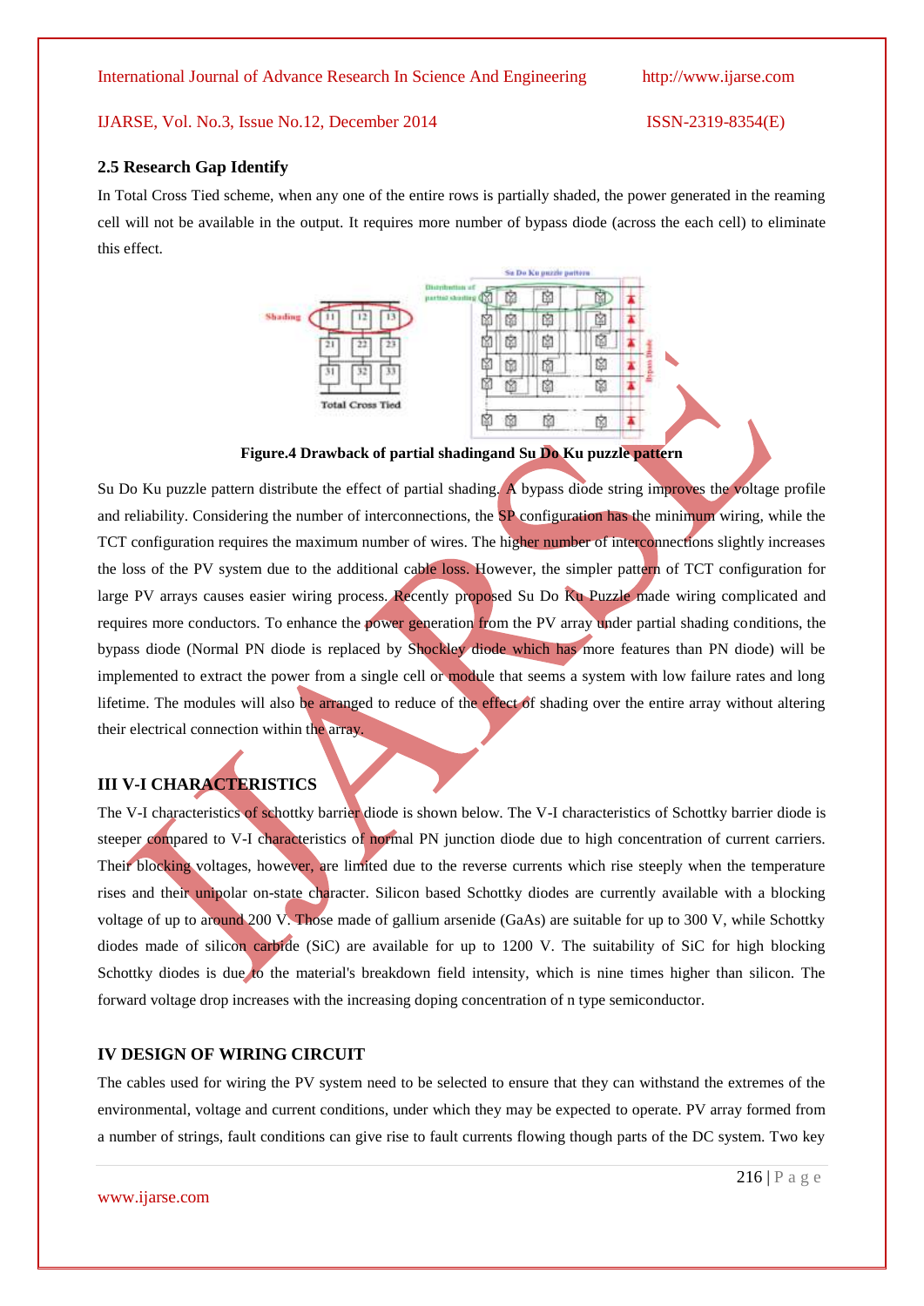### 2.5 Research Gap Identify

In Total Cross Tied scheme, when any one of the entire rows is partially shaded, the power generated in the reaming cell will not be available in the output. It requires more number of bypass diode (across the each cell) to eliminate this effect.

**Figure.4 Drawback of partial shadingand Su Do Ku puzzle pattern**

Su Do Ku puzzle pattern distribute the effect of partial shading. A bypass diode string improves the voltage profile and reliability. Considering the number of interconnections, the SP configuration has the minimum wiring, while the TCT configuration requires the maximum number of wires. The higher number of interconnections slightly increases the loss of the PV system due to the additional cable loss. However, the simpler pattern of TCT configuration for large PV arrays causes easier wiring process. Recently proposed Su Do Ku Puzzle made wiring complicated and requires more conductors. To enhance the power generation from the PV array under partial shading conditions, the bypass diode (Normal PN diode is replaced by Shockley diode which has more features than PN diode) will be implemented to extract the power from a single cell or module that seems a system with low failure rates and long lifetime. The modules will also be arranged to reduce of the effect of shading over the entire array without altering their electrical connection within the array.

## III V-I CHARACTERISTICS

The V-I characteristics of schottky barrier diode is shown below. The V-I characteristics of Schottky barrier diode is steeper compared to V-I characteristics of normal PN junction diode due to high concentration of current carriers. Their blocking voltages, however, are limited due to the reverse currents which rise steeply when the temperature rises and their unipolar on-state character. Silicon based Schottky diodes are currently available with a blocking voltage of up to around 200 V. Those made of gallium arsenide (GaAs) are suitable for up to 300 V, while Schottky diodes made of silicon carbide (SiC) are available for up to 1200 V. The suitability of SiC for high blocking Schottky diodes is due to the material's breakdown field intensity, which is nine times higher than silicon. The forward voltage drop increases with the increasing doping concentration of n type semiconductor.

## IV DESIGN OF WIRING CIRCUIT

The cables used for wiring the PV system need to be selected to ensure that they can withstand the extremes of the environmental, voltage and current conditions, under which they may be expected to operate. PV array formed from a number of strings, fault conditions can give rise to fault currents flowing though parts of the DC system. Two key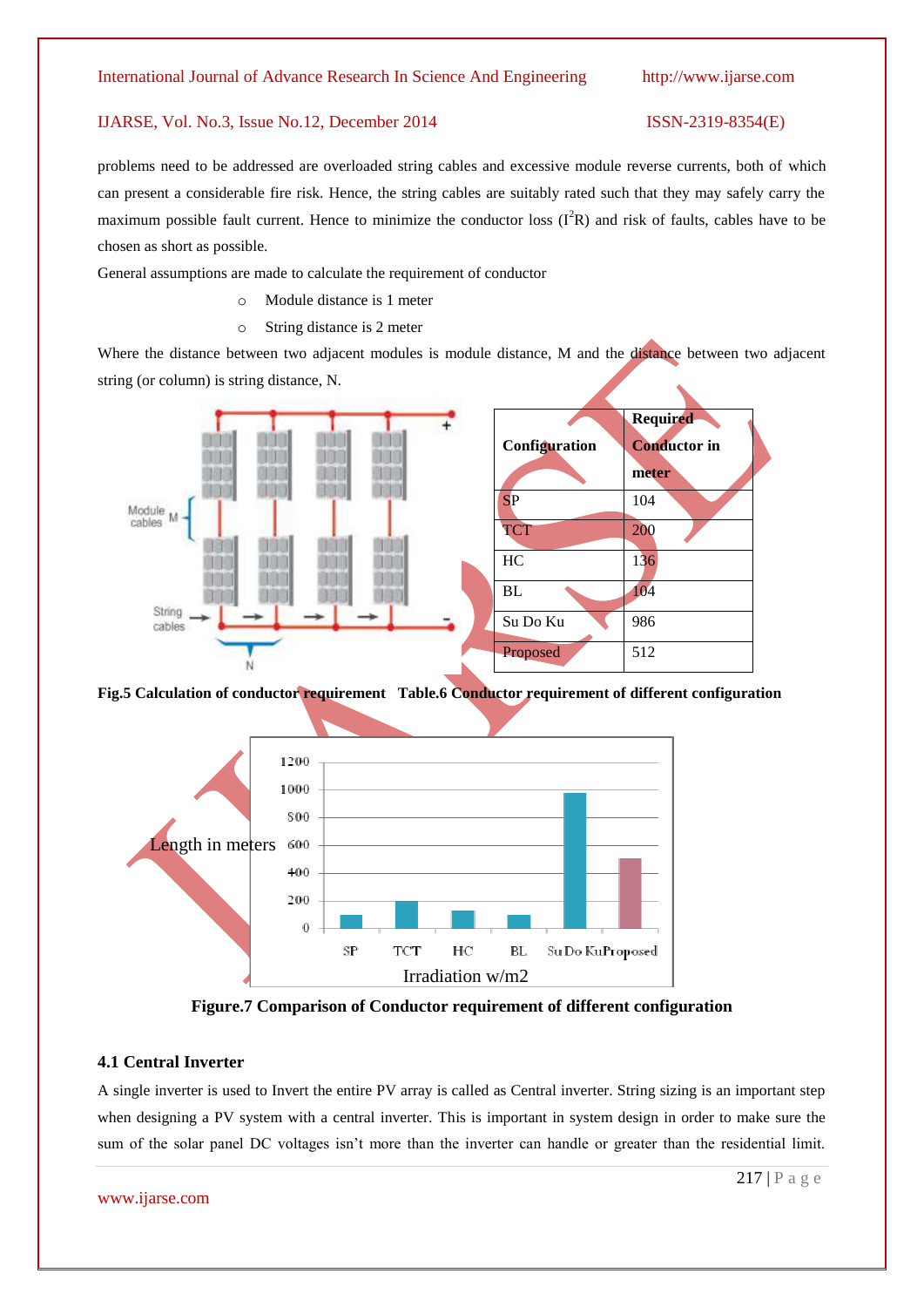problems need to be addressed are overloaded string cables and excessive module reverse currents, both of which can present a considerable fire risk. Hence, the string cables are suitably rated such that they may safely carry the maximum possible fault current. Hence to minimize the conductor loss ($I^2R$) and risk of faults, cables have to be chosen as short as possible.

General assumptions are made to calculate the requirement of conductor

- Module distance is 1 meter
- String distance is 2 meter

Where the distance between two adjacent modules is module distance, M and the distance between two adjacent string (or column) is string distance, N.

| Configuration | Required Conductor in meter |
|---|---|
| SP | 104 |
| TCT | 200 |
| HC | 136 |
| BL | 104 |
| Su Do Ku | 986 |
| Proposed | 512 |

**Fig.5 Calculation of conductor requirement Table.6 Conductor requirement of different configuration**

**Figure.7 Comparison of Conductor requirement of different configuration**

### 4.1 Central Inverter

A single inverter is used to Invert the entire PV array is called as Central inverter. String sizing is an important step when designing a PV system with a central inverter. This is important in system design in order to make sure the sum of the solar panel DC voltages isn't more than the inverter can handle or greater than the residential limit.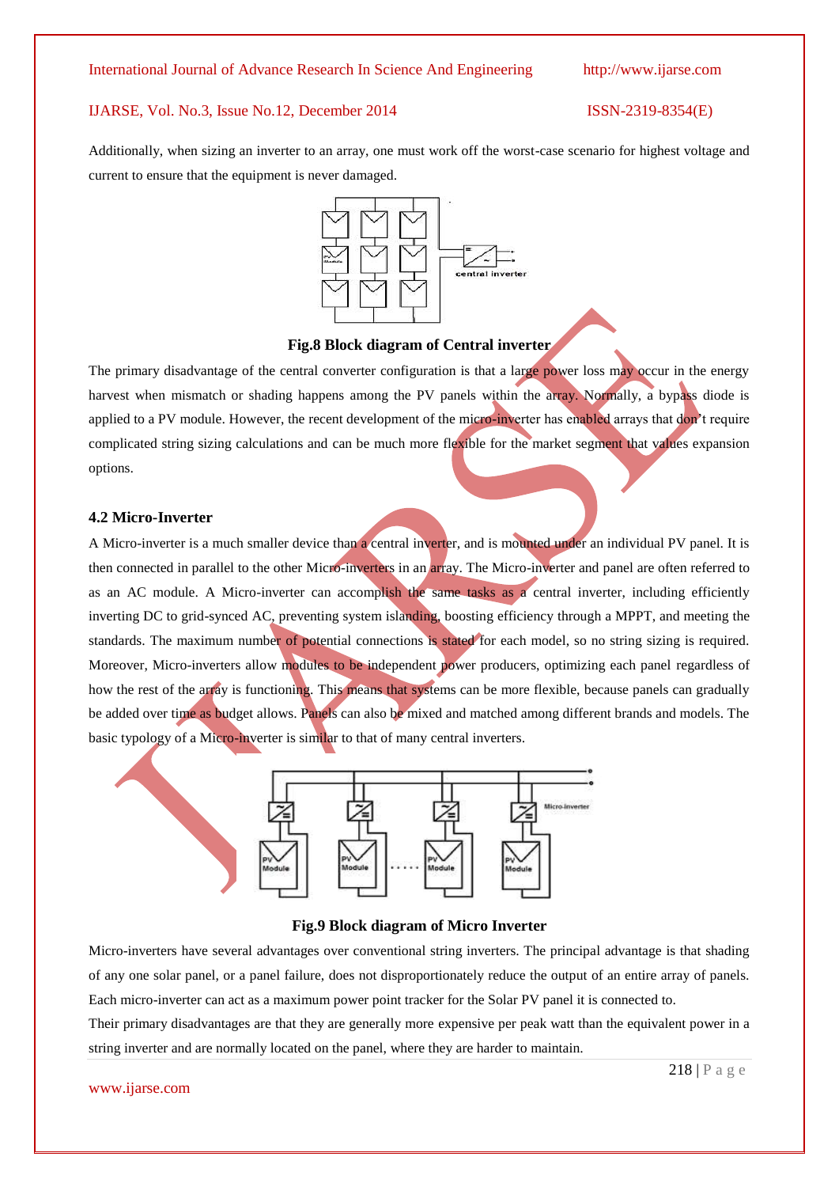Additionally, when sizing an inverter to an array, one must work off the worst-case scenario for highest voltage and current to ensure that the equipment is never damaged.

**Fig.8 Block diagram of Central inverter**

The primary disadvantage of the central converter configuration is that a large power loss may occur in the energy harvest when mismatch or shading happens among the PV panels within the array. Normally, a bypass diode is applied to a PV module. However, the recent development of the micro-inverter has enabled arrays that don't require complicated string sizing calculations and can be much more flexible for the market segment that values expansion options.

### 4.2 Micro-Inverter

A Micro-inverter is a much smaller device than a central inverter, and is mounted under an individual PV panel. It is then connected in parallel to the other Micro-inverters in an array. The Micro-inverter and panel are often referred to as an AC module. A Micro-inverter can accomplish the same tasks as a central inverter, including efficiently inverting DC to grid-synced AC, preventing system islanding, boosting efficiency through a MPPT, and meeting the standards. The maximum number of potential connections is stated for each model, so no string sizing is required. Moreover, Micro-inverters allow modules to be independent power producers, optimizing each panel regardless of how the rest of the array is functioning. This means that systems can be more flexible, because panels can gradually be added over time as budget allows. Panels can also be mixed and matched among different brands and models. The basic typology of a Micro-inverter is similar to that of many central inverters.

**Fig.9 Block diagram of Micro Inverter**

Micro-inverters have several advantages over conventional string inverters. The principal advantage is that shading of any one solar panel, or a panel failure, does not disproportionately reduce the output of an entire array of panels. Each micro-inverter can act as a maximum power point tracker for the Solar PV panel it is connected to.

Their primary disadvantages are that they are generally more expensive per peak watt than the equivalent power in a string inverter and are normally located on the panel, where they are harder to maintain.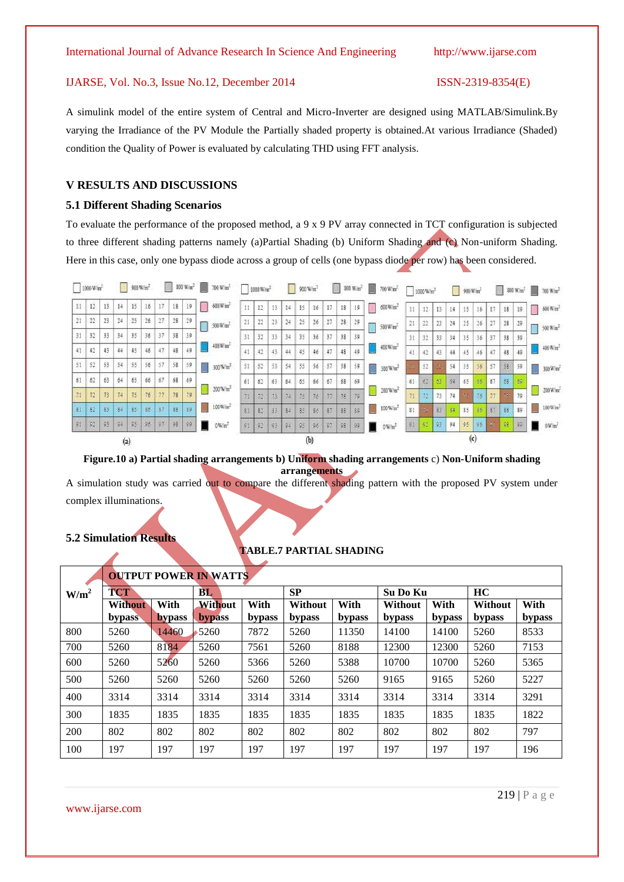A simulink model of the entire system of Central and Micro-Inverter are designed using MATLAB/Simulink.By varying the Irradiance of the PV Module the Partially shaded property is obtained.At various Irradiance (Shaded) condition the Quality of Power is evaluated by calculating THD using FFT analysis.

## V RESULTS AND DISCUSSIONS

### 5.1 Different Shading Scenarios

To evaluate the performance of the proposed method, a 9 x 9 PV array connected in TCT configuration is subjected to three different shading patterns namely (a)Partial Shading (b) Uniform Shading and (c) Non-uniform Shading. Here in this case, only one bypass diode across a group of cells (one bypass diode per row) has been considered.

**Figure.10 a) Partial shading arrangements b) Uniform shading arrangements** c) **Non-Uniform shading arrangements**

A simulation study was carried out to compare the different shading pattern with the proposed PV system under complex illuminations.

### 5.2 Simulation Results

**TABLE.7 PARTIAL SHADING**

| W/m² | OUTPUT POWER IN WATTS | | | | | | | | | |
|---|---|---|---|---|---|---|---|---|---|---|
| | TCT | | BL | | SP | | Su Do Ku | | HC | |
| | Without bypass | With bypass | Without bypass | With bypass | Without bypass | With bypass | Without bypass | With bypass | Without bypass | With bypass |
| 800 | 5260 | 14460 | 5260 | 7872 | 5260 | 11350 | 14100 | 14100 | 5260 | 8533 |
| 700 | 5260 | 8184 | 5260 | 7561 | 5260 | 8188 | 12300 | 12300 | 5260 | 7153 |
| 600 | 5260 | 5260 | 5260 | 5366 | 5260 | 5388 | 10700 | 10700 | 5260 | 5365 |
| 500 | 5260 | 5260 | 5260 | 5260 | 5260 | 5260 | 9165 | 9165 | 5260 | 5227 |
| 400 | 3314 | 3314 | 3314 | 3314 | 3314 | 3314 | 3314 | 3314 | 3314 | 3291 |
| 300 | 1835 | 1835 | 1835 | 1835 | 1835 | 1835 | 1835 | 1835 | 1835 | 1822 |
| 200 | 802 | 802 | 802 | 802 | 802 | 802 | 802 | 802 | 802 | 797 |
| 100 | 197 | 197 | 197 | 197 | 197 | 197 | 197 | 197 | 197 | 196 |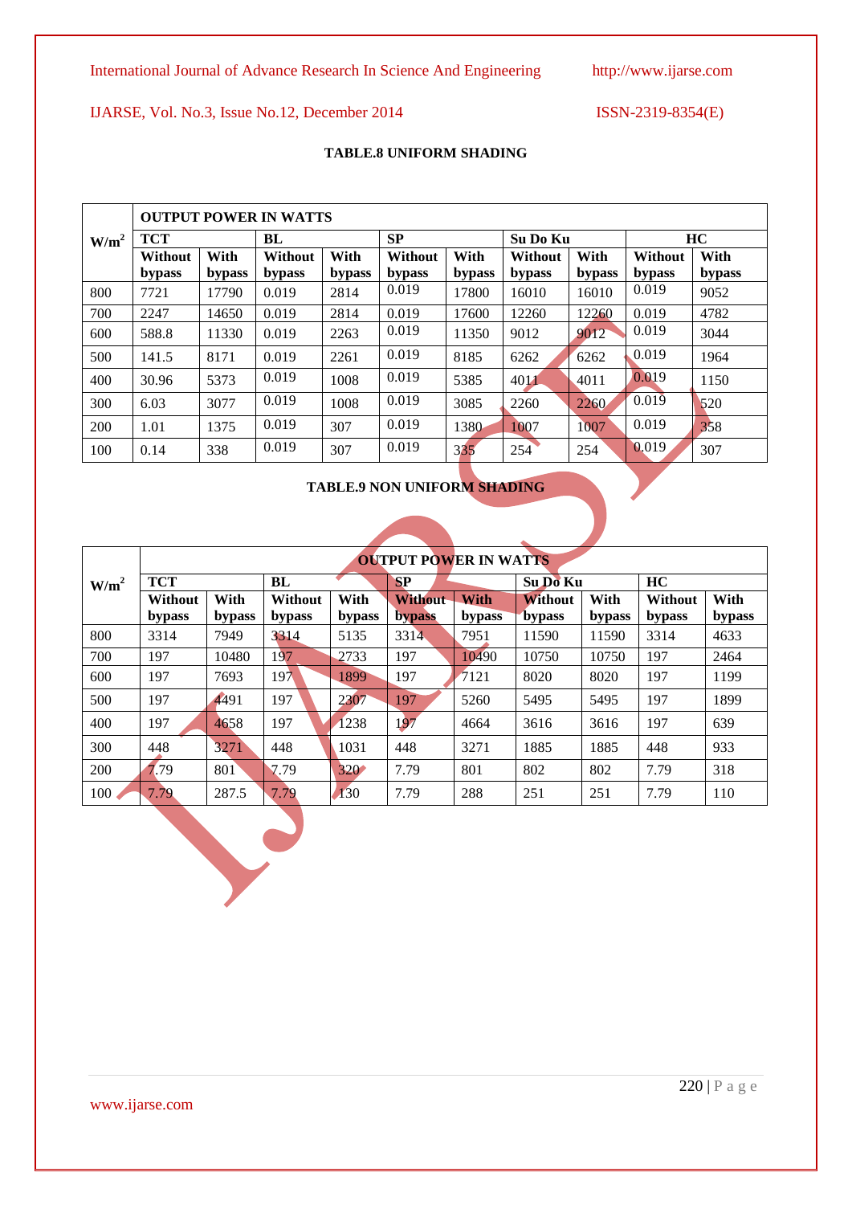**TABLE.8 UNIFORM SHADING**

| W/m$^2$ | OUTPUT POWER IN WATTS | | | | | | | | | |
|---|---|---|---|---|---|---|---|---|---|---|
| | TCT | | BL | | SP | | Su Do Ku | | HC | |
| | Without bypass | With bypass | Without bypass | With bypass | Without bypass | With bypass | Without bypass | With bypass | Without bypass | With bypass |
| 800 | 7721 | 17790 | 0.019 | 2814 | 0.019 | 17800 | 16010 | 16010 | 0.019 | 9052 |
| 700 | 2247 | 14650 | 0.019 | 2814 | 0.019 | 17600 | 12260 | 12260 | 0.019 | 4782 |
| 600 | 588.8 | 11330 | 0.019 | 2263 | 0.019 | 11350 | 9012 | 9012 | 0.019 | 3044 |
| 500 | 141.5 | 8171 | 0.019 | 2261 | 0.019 | 8185 | 6262 | 6262 | 0.019 | 1964 |
| 400 | 30.96 | 5373 | 0.019 | 1008 | 0.019 | 5385 | 4011 | 4011 | 0.019 | 1150 |
| 300 | 6.03 | 3077 | 0.019 | 1008 | 0.019 | 3085 | 2260 | 2260 | 0.019 | 520 |
| 200 | 1.01 | 1375 | 0.019 | 307 | 0.019 | 1380 | 1007 | 1007 | 0.019 | 358 |
| 100 | 0.14 | 338 | 0.019 | 307 | 0.019 | 335 | 254 | 254 | 0.019 | 307 |

**TABLE.9 NON UNIFORM SHADING**

| W/m$^2$ | OUTPUT POWER IN WATTS | | | | | | | | | |
|---|---|---|---|---|---|---|---|---|---|---|
| | TCT | | BL | | SP | | Su Do Ku | | HC | |
| | Without bypass | With bypass | Without bypass | With bypass | Without bypass | With bypass | Without bypass | With bypass | Without bypass | With bypass |
| 800 | 3314 | 7949 | 3314 | 5135 | 3314 | 7951 | 11590 | 11590 | 3314 | 4633 |
| 700 | 197 | 10480 | 197 | 2733 | 197 | 10490 | 10750 | 10750 | 197 | 2464 |
| 600 | 197 | 7693 | 197 | 1899 | 197 | 7121 | 8020 | 8020 | 197 | 1199 |
| 500 | 197 | 4491 | 197 | 2307 | 197 | 5260 | 5495 | 5495 | 197 | 1899 |
| 400 | 197 | 4658 | 197 | 1238 | 197 | 4664 | 3616 | 3616 | 197 | 639 |
| 300 | 448 | 3271 | 448 | 1031 | 448 | 3271 | 1885 | 1885 | 448 | 933 |
| 200 | 7.79 | 801 | 7.79 | 320 | 7.79 | 801 | 802 | 802 | 7.79 | 318 |
| 100 | 7.79 | 287.5 | 7.79 | 130 | 7.79 | 288 | 251 | 251 | 7.79 | 110 |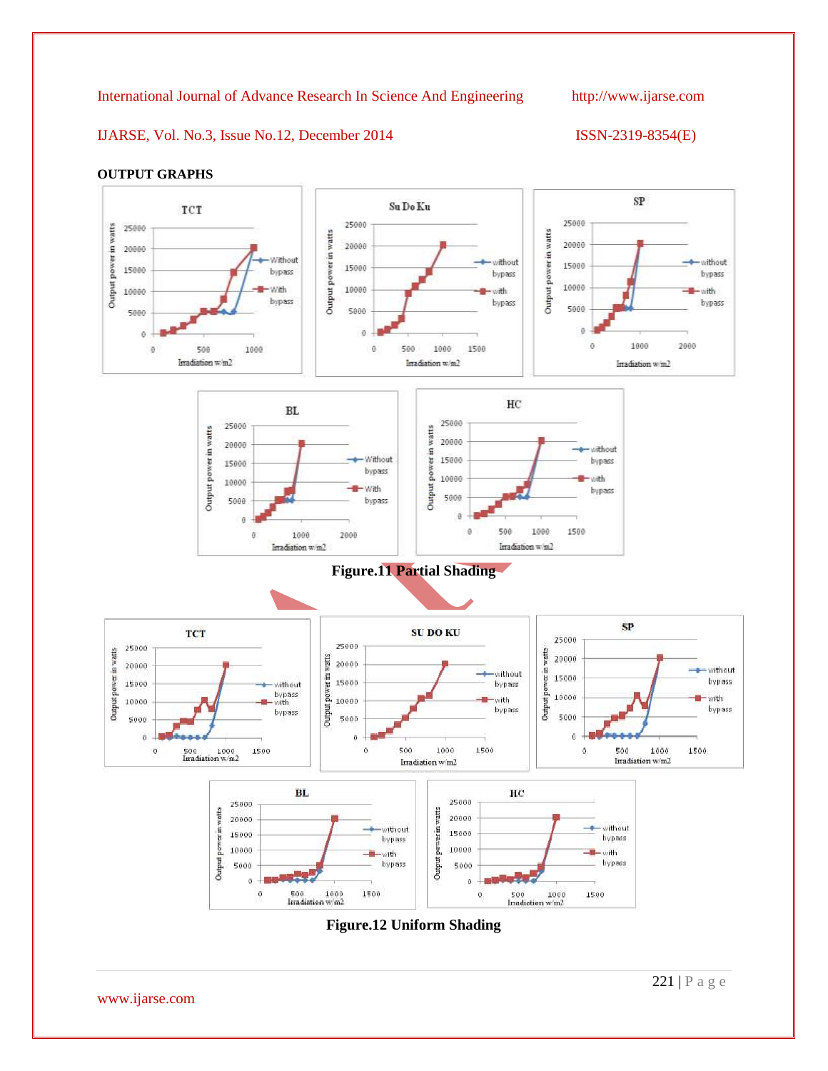**OUTPUT GRAPHS**

Figure.11 Partial Shading

Figure.12 Uniform Shading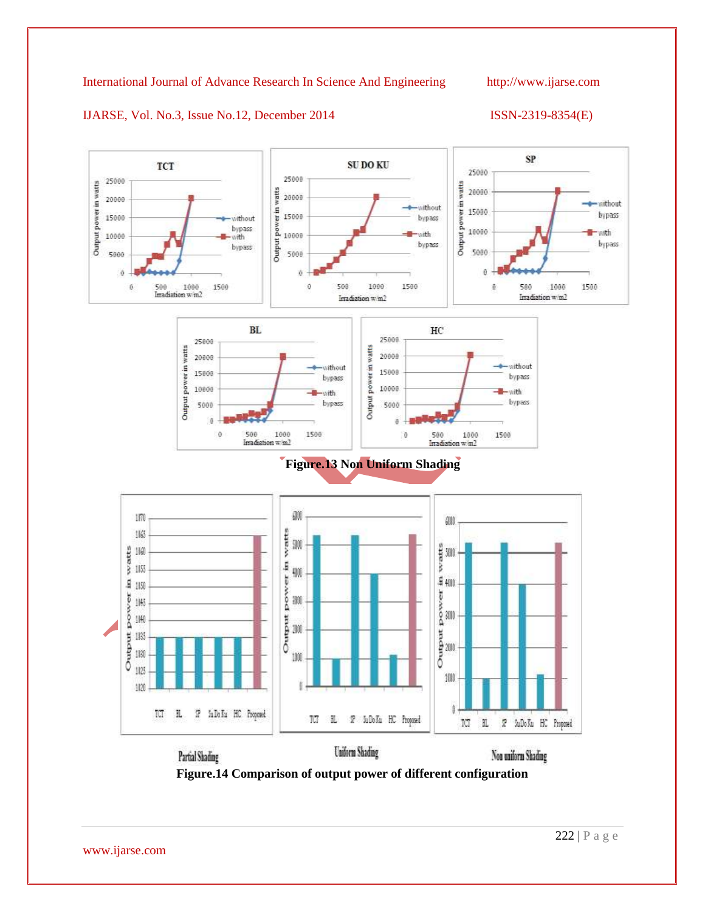Figure.13 Non Uniform Shading

Figure.14 Comparison of output power of different configuration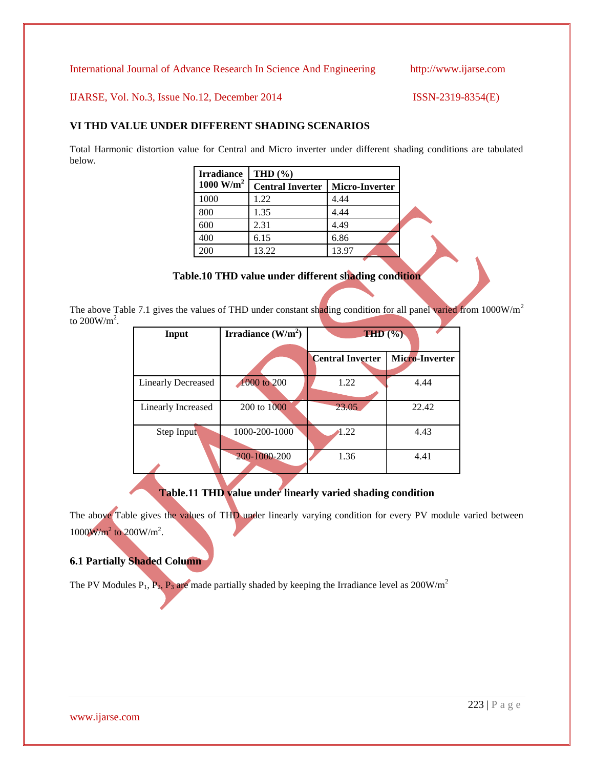## VI THD VALUE UNDER DIFFERENT SHADING SCENARIOS

Total Harmonic distortion value for Central and Micro inverter under different shading conditions are tabulated below.

| Irradiance 1000 $W/m^2$ | THD (%) | |
|---|---|---|
| | Central Inverter | Micro-Inverter |
| 1000 | 1.22 | 4.44 |
| 800 | 1.35 | 4.44 |
| 600 | 2.31 | 4.49 |
| 400 | 6.15 | 6.86 |
| 200 | 13.22 | 13.97 |

**Table.10 THD value under different shading condition**

The above Table 7.1 gives the values of THD under constant shading condition for all panel varied from 1000W/$m^2$ to 200W/$m^2$.

| Input | Irradiance (W/$m^2$) | THD (%) | |
|---|---|---|---|
| | | Central Inverter | Micro-Inverter |
| Linearly Decreased | 1000 to 200 | 1.22 | 4.44 |
| Linearly Increased | 200 to 1000 | 23.05 | 22.42 |
| Step Input | 1000-200-1000 | 1.22 | 4.43 |
| | 200-1000-200 | 1.36 | 4.41 |

**Table.11 THD value under linearly varied shading condition**

The above Table gives the values of THD under linearly varying condition for every PV module varied between 1000W/$m^2$ to 200W/$m^2$.

### 6.1 Partially Shaded Column

The PV Modules $P_1$, $P_2$, $P_3$ are made partially shaded by keeping the Irradiance level as 200W/$m^2$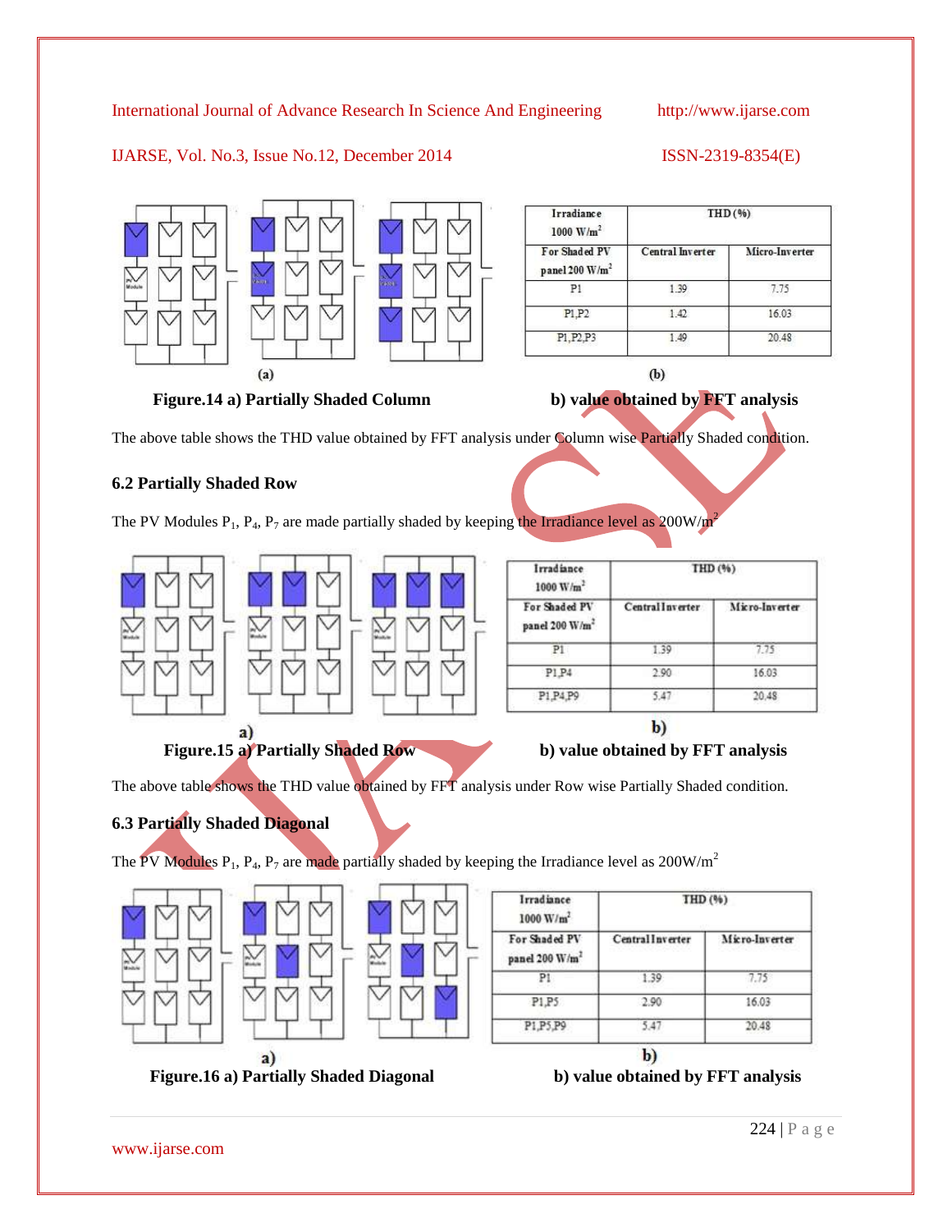| Irradiance 1000 W/m$^2$ | THD (%) | |
|---|---|---|
| For Shaded PV panel 200 W/m$^2$ | Central Inverter | Micro-Inverter |
| P1 | 1.39 | 7.75 |
| P1,P2 | 1.42 | 16.03 |
| P1,P2,P3 | 1.49 | 20.48 |

(a) (b)

**Figure.14 a) Partially Shaded Column b) value obtained by FFT analysis**

The above table shows the THD value obtained by FFT analysis under Column wise Partially Shaded condition.

### 6.2 Partially Shaded Row

The PV Modules $P_1$, $P_4$, $P_7$ are made partially shaded by keeping the Irradiance level as 200W/m$^2$

| Irradiance 1000 W/m$^2$ | THD (%) | |
|---|---|---|
| For Shaded PV panel 200 W/m$^2$ | Central Inverter | Micro-Inverter |
| P1 | 1.39 | 7.75 |
| P1,P4 | 2.90 | 16.03 |
| P1,P4,P9 | 5.47 | 20.48 |

a) b)

**Figure.15 a) Partially Shaded Row b) value obtained by FFT analysis**

The above table shows the THD value obtained by FFT analysis under Row wise Partially Shaded condition.

### 6.3 Partially Shaded Diagonal

The PV Modules $P_1$, $P_4$, $P_7$ are made partially shaded by keeping the Irradiance level as 200W/m$^2$

| Irradiance 1000 W/m$^2$ | THD (%) | |
|---|---|---|
| For Shaded PV panel 200 W/m$^2$ | Central Inverter | Micro-Inverter |
| P1 | 1.39 | 7.75 |
| P1,P5 | 2.90 | 16.03 |
| P1,P5,P9 | 5.47 | 20.48 |

a) b)

**Figure.16 a) Partially Shaded Diagonal b) value obtained by FFT analysis**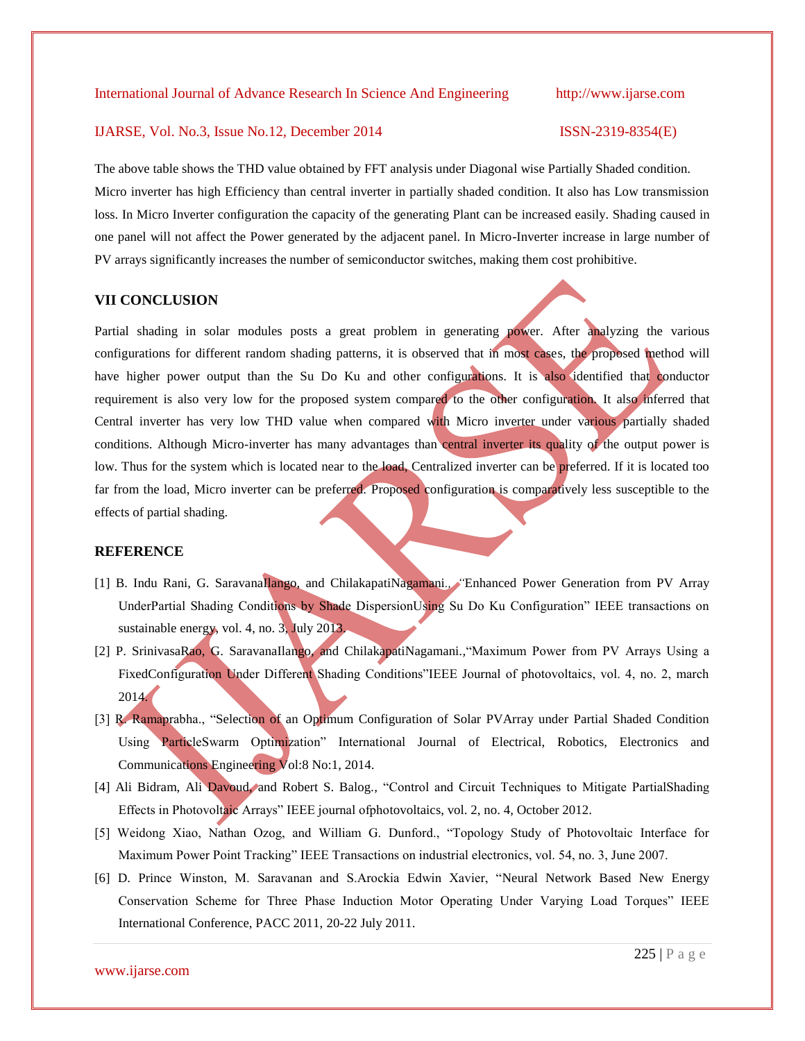The above table shows the THD value obtained by FFT analysis under Diagonal wise Partially Shaded condition. Micro inverter has high Efficiency than central inverter in partially shaded condition. It also has Low transmission loss. In Micro Inverter configuration the capacity of the generating Plant can be increased easily. Shading caused in one panel will not affect the Power generated by the adjacent panel. In Micro-Inverter increase in large number of PV arrays significantly increases the number of semiconductor switches, making them cost prohibitive.

## VII CONCLUSION

Partial shading in solar modules posts a great problem in generating power. After analyzing the various configurations for different random shading patterns, it is observed that in most cases, the proposed method will have higher power output than the Su Do Ku and other configurations. It is also identified that conductor requirement is also very low for the proposed system compared to the other configuration. It also inferred that Central inverter has very low THD value when compared with Micro inverter under various partially shaded conditions. Although Micro-inverter has many advantages than central inverter its quality of the output power is low. Thus for the system which is located near to the load, Centralized inverter can be preferred. If it is located too far from the load, Micro inverter can be preferred. Proposed configuration is comparatively less susceptible to the effects of partial shading.

## REFERENCE

[1] B. Indu Rani, G. SaravanaIlango, and ChilakapatiNagamani., "Enhanced Power Generation from PV Array UnderPartial Shading Conditions by Shade DispersionUsing Su Do Ku Configuration" IEEE transactions on sustainable energy, vol. 4, no. 3, July 2013.

[2] P. SrinivasaRao, G. SaravanaIlango, and ChilakapatiNagamani.,"Maximum Power from PV Arrays Using a FixedConfiguration Under Different Shading Conditions"IEEE Journal of photovoltaics, vol. 4, no. 2, march 2014.

[3] R. Ramaprabha., "Selection of an Optimum Configuration of Solar PVArray under Partial Shaded Condition Using ParticleSwarm Optimization" International Journal of Electrical, Robotics, Electronics and Communications Engineering Vol:8 No:1, 2014.

[4] Ali Bidram, Ali Davoud, and Robert S. Balog., "Control and Circuit Techniques to Mitigate PartialShading Effects in Photovoltaic Arrays" IEEE journal ofphotovoltaics, vol. 2, no. 4, October 2012.

[5] Weidong Xiao, Nathan Ozog, and William G. Dunford., "Topology Study of Photovoltaic Interface for Maximum Power Point Tracking" IEEE Transactions on industrial electronics, vol. 54, no. 3, June 2007.

[6] D. Prince Winston, M. Saravanan and S.Arockia Edwin Xavier, "Neural Network Based New Energy Conservation Scheme for Three Phase Induction Motor Operating Under Varying Load Torques" IEEE International Conference, PACC 2011, 20-22 July 2011.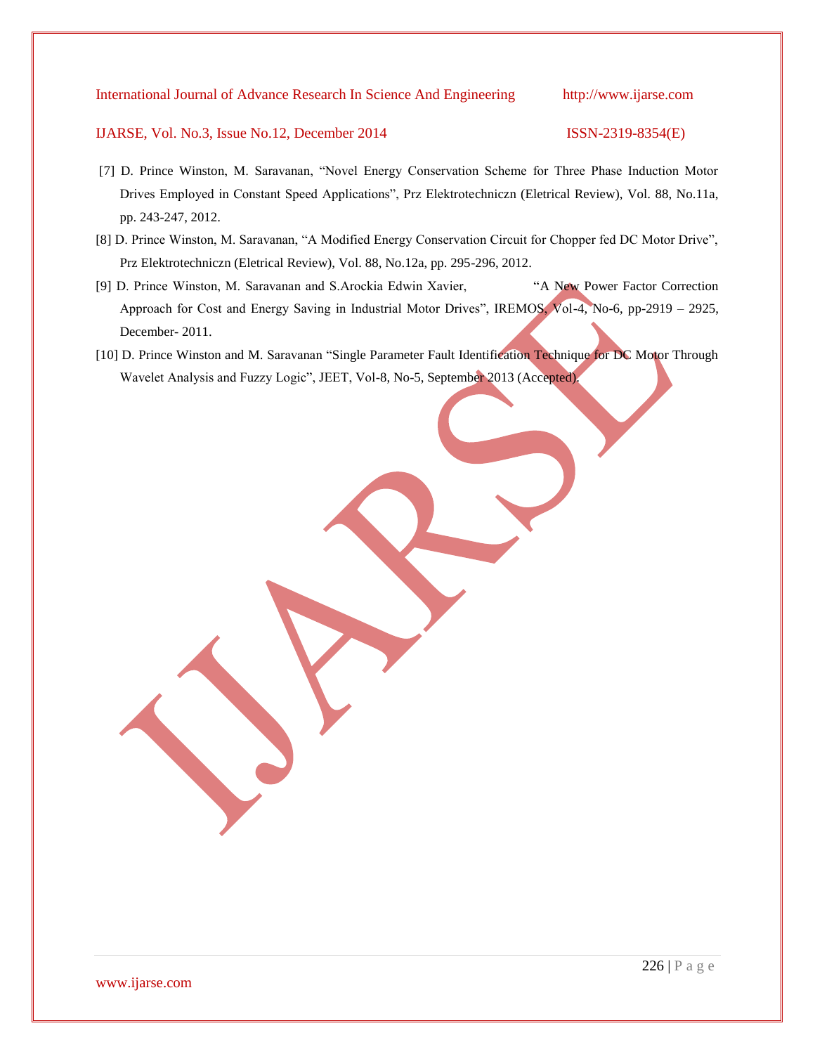[7] D. Prince Winston, M. Saravanan, "Novel Energy Conservation Scheme for Three Phase Induction Motor Drives Employed in Constant Speed Applications", Prz Elektrotechniczn (Eletrical Review), Vol. 88, No.11a, pp. 243-247, 2012.

[8] D. Prince Winston, M. Saravanan, "A Modified Energy Conservation Circuit for Chopper fed DC Motor Drive", Prz Elektrotechniczn (Eletrical Review), Vol. 88, No.12a, pp. 295-296, 2012.

[9] D. Prince Winston, M. Saravanan and S.Arockia Edwin Xavier, "A New Power Factor Correction Approach for Cost and Energy Saving in Industrial Motor Drives", IREMOS, Vol-4, No-6, pp-2919 – 2925, December- 2011.

[10] D. Prince Winston and M. Saravanan "Single Parameter Fault Identification Technique for DC Motor Through Wavelet Analysis and Fuzzy Logic", JEET, Vol-8, No-5, September 2013 (Accepted).